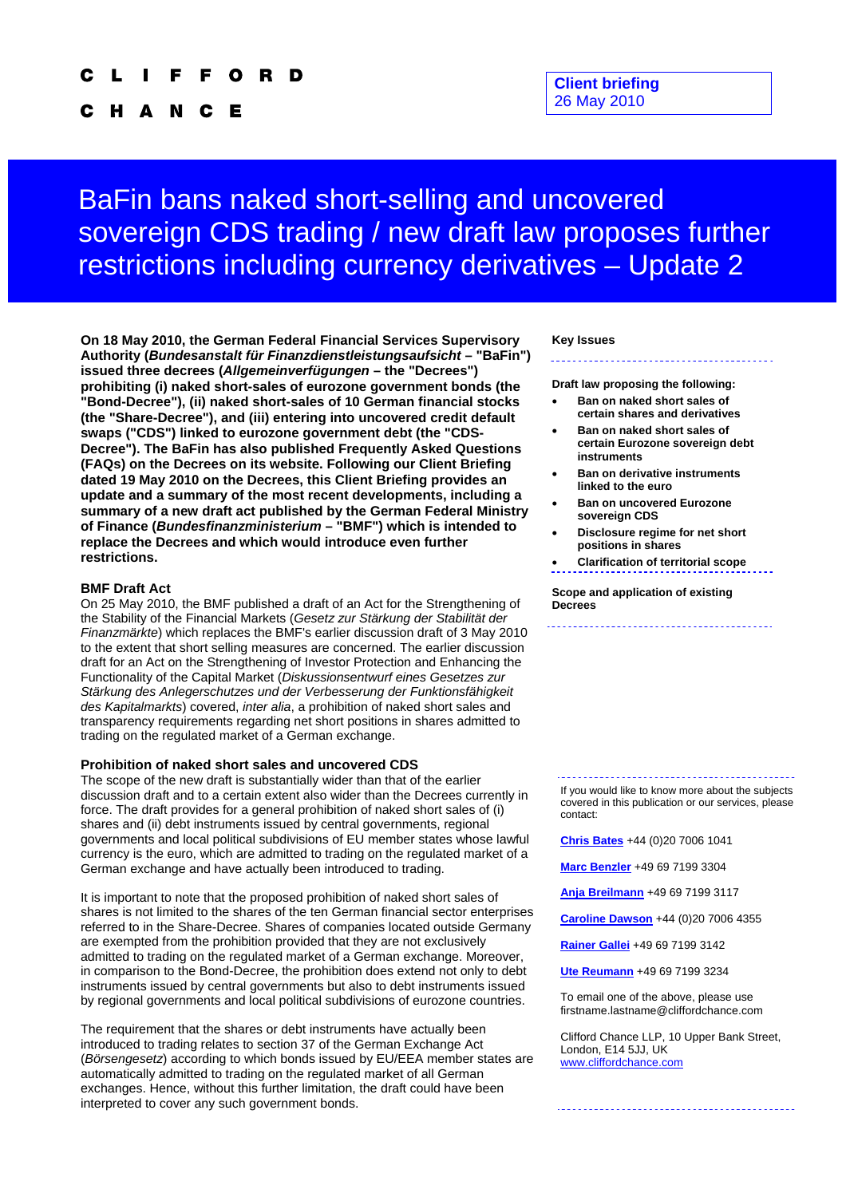CLIFFORD

CHANCE

**Client briefing**
26 May 2010

# BaFin bans naked short-selling and uncovered sovereign CDS trading / new draft law proposes further restrictions including currency derivatives – Update 2

**On 18 May 2010, the German Federal Financial Services Supervisory Authority (*Bundesanstalt für Finanzdienstleistungsaufsicht* – "BaFin") issued three decrees (*Allgemeinverfügungen* – the "Decrees") prohibiting (i) naked short-sales of eurozone government bonds (the "Bond-Decree"), (ii) naked short-sales of 10 German financial stocks (the "Share-Decree"), and (iii) entering into uncovered credit default swaps ("CDS") linked to eurozone government debt (the "CDS-Decree"). The BaFin has also published Frequently Asked Questions (FAQs) on the Decrees on its website. Following our Client Briefing dated 19 May 2010 on the Decrees, this Client Briefing provides an update and a summary of the most recent developments, including a summary of a new draft act published by the German Federal Ministry of Finance (*Bundesfinanzministerium* – "BMF") which is intended to replace the Decrees and which would introduce even further restrictions.**

### BMF Draft Act

On 25 May 2010, the BMF published a draft of an Act for the Strengthening of the Stability of the Financial Markets (*Gesetz zur Stärkung der Stabilität der Finanzmärkte*) which replaces the BMF's earlier discussion draft of 3 May 2010 to the extent that short selling measures are concerned. The earlier discussion draft for an Act on the Strengthening of Investor Protection and Enhancing the Functionality of the Capital Market (*Diskussionsentwurf eines Gesetzes zur Stärkung des Anlegerschutzes und der Verbesserung der Funktionsfähigkeit des Kapitalmarkts*) covered, *inter alia*, a prohibition of naked short sales and transparency requirements regarding net short positions in shares admitted to trading on the regulated market of a German exchange.

### Prohibition of naked short sales and uncovered CDS

The scope of the new draft is substantially wider than that of the earlier discussion draft and to a certain extent also wider than the Decrees currently in force. The draft provides for a general prohibition of naked short sales of (i) shares and (ii) debt instruments issued by central governments, regional governments and local political subdivisions of EU member states whose lawful currency is the euro, which are admitted to trading on the regulated market of a German exchange and have actually been introduced to trading.

It is important to note that the proposed prohibition of naked short sales of shares is not limited to the shares of the ten German financial sector enterprises referred to in the Share-Decree. Shares of companies located outside Germany are exempted from the prohibition provided that they are not exclusively admitted to trading on the regulated market of a German exchange. Moreover, in comparison to the Bond-Decree, the prohibition does extend not only to debt instruments issued by central governments but also to debt instruments issued by regional governments and local political subdivisions of eurozone countries.

The requirement that the shares or debt instruments have actually been introduced to trading relates to section 37 of the German Exchange Act (*Börsengesetz*) according to which bonds issued by EU/EEA member states are automatically admitted to trading on the regulated market of all German exchanges. Hence, without this further limitation, the draft could have been interpreted to cover any such government bonds.

**Key Issues**

**Draft law proposing the following:**

- **Ban on naked short sales of certain shares and derivatives**
- **Ban on naked short sales of certain Eurozone sovereign debt instruments**
- **Ban on derivative instruments linked to the euro**
- **Ban on uncovered Eurozone sovereign CDS**
- **Disclosure regime for net short positions in shares**
- **Clarification of territorial scope**

**Scope and application of existing Decrees**

If you would like to know more about the subjects covered in this publication or our services, please contact:

Chris Bates +44 (0)20 7006 1041

Marc Benzler +49 69 7199 3304

Anja Breilmann +49 69 7199 3117

Caroline Dawson +44 (0)20 7006 4355

Rainer Gallei +49 69 7199 3142

Ute Reumann +49 69 7199 3234

To email one of the above, please use firstname.lastname@cliffordchance.com

Clifford Chance LLP, 10 Upper Bank Street, London, E14 5JJ, UK
www.cliffordchance.com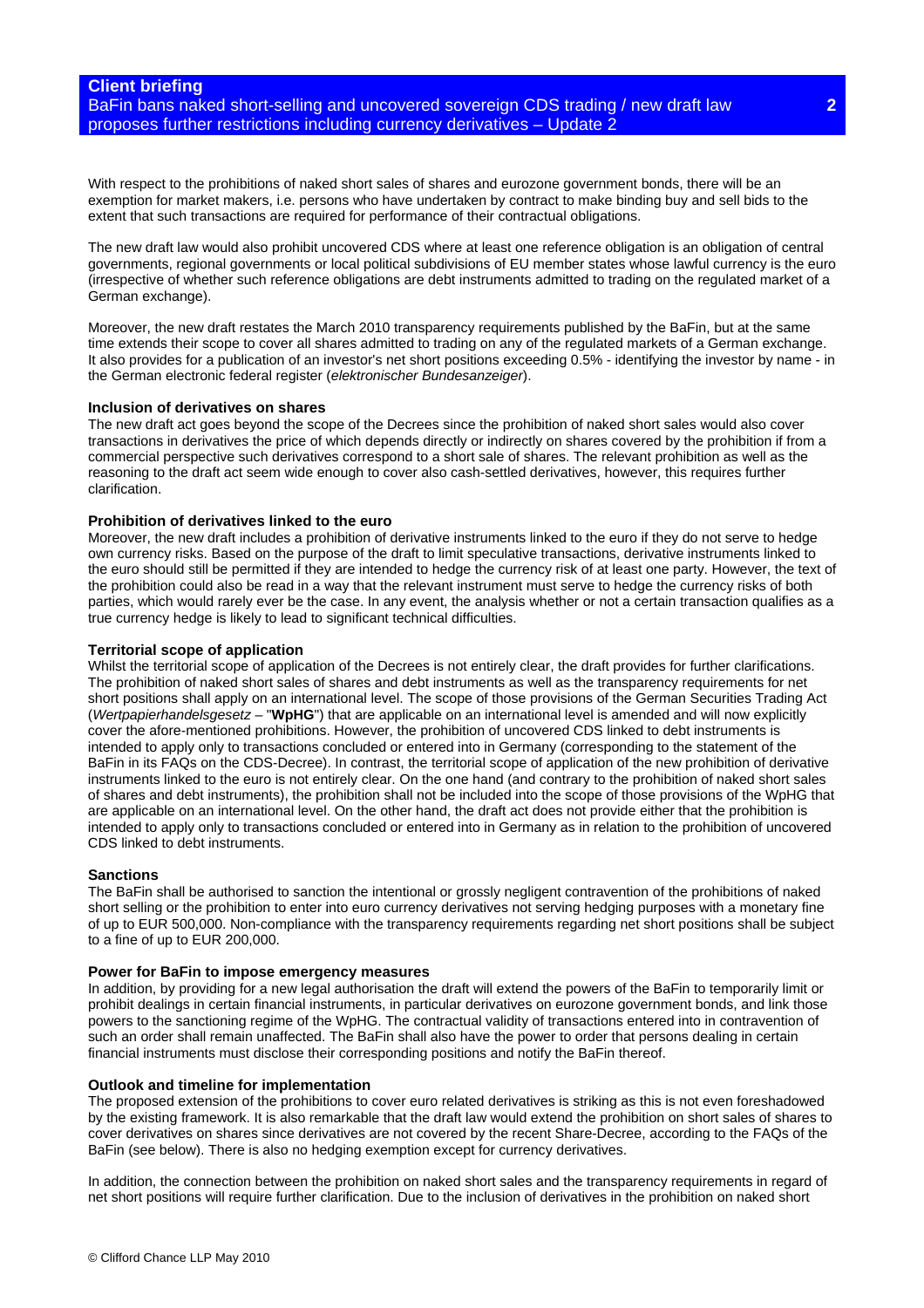With respect to the prohibitions of naked short sales of shares and eurozone government bonds, there will be an exemption for market makers, i.e. persons who have undertaken by contract to make binding buy and sell bids to the extent that such transactions are required for performance of their contractual obligations.

The new draft law would also prohibit uncovered CDS where at least one reference obligation is an obligation of central governments, regional governments or local political subdivisions of EU member states whose lawful currency is the euro (irrespective of whether such reference obligations are debt instruments admitted to trading on the regulated market of a German exchange).

Moreover, the new draft restates the March 2010 transparency requirements published by the BaFin, but at the same time extends their scope to cover all shares admitted to trading on any of the regulated markets of a German exchange. It also provides for a publication of an investor's net short positions exceeding 0.5% - identifying the investor by name - in the German electronic federal register (*elektronischer Bundesanzeiger*).

**Inclusion of derivatives on shares**

The new draft act goes beyond the scope of the Decrees since the prohibition of naked short sales would also cover transactions in derivatives the price of which depends directly or indirectly on shares covered by the prohibition if from a commercial perspective such derivatives correspond to a short sale of shares. The relevant prohibition as well as the reasoning to the draft act seem wide enough to cover also cash-settled derivatives, however, this requires further clarification.

**Prohibition of derivatives linked to the euro**

Moreover, the new draft includes a prohibition of derivative instruments linked to the euro if they do not serve to hedge own currency risks. Based on the purpose of the draft to limit speculative transactions, derivative instruments linked to the euro should still be permitted if they are intended to hedge the currency risk of at least one party. However, the text of the prohibition could also be read in a way that the relevant instrument must serve to hedge the currency risks of both parties, which would rarely ever be the case. In any event, the analysis whether or not a certain transaction qualifies as a true currency hedge is likely to lead to significant technical difficulties.

**Territorial scope of application**

Whilst the territorial scope of application of the Decrees is not entirely clear, the draft provides for further clarifications. The prohibition of naked short sales of shares and debt instruments as well as the transparency requirements for net short positions shall apply on an international level. The scope of those provisions of the German Securities Trading Act (*Wertpapierhandelsgesetz* – "**WpHG**") that are applicable on an international level is amended and will now explicitly cover the afore-mentioned prohibitions. However, the prohibition of uncovered CDS linked to debt instruments is intended to apply only to transactions concluded or entered into in Germany (corresponding to the statement of the BaFin in its FAQs on the CDS-Decree). In contrast, the territorial scope of application of the new prohibition of derivative instruments linked to the euro is not entirely clear. On the one hand (and contrary to the prohibition of naked short sales of shares and debt instruments), the prohibition shall not be included into the scope of those provisions of the WpHG that are applicable on an international level. On the other hand, the draft act does not provide either that the prohibition is intended to apply only to transactions concluded or entered into in Germany as in relation to the prohibition of uncovered CDS linked to debt instruments.

**Sanctions**

The BaFin shall be authorised to sanction the intentional or grossly negligent contravention of the prohibitions of naked short selling or the prohibition to enter into euro currency derivatives not serving hedging purposes with a monetary fine of up to EUR 500,000. Non-compliance with the transparency requirements regarding net short positions shall be subject to a fine of up to EUR 200,000.

**Power for BaFin to impose emergency measures**

In addition, by providing for a new legal authorisation the draft will extend the powers of the BaFin to temporarily limit or prohibit dealings in certain financial instruments, in particular derivatives on eurozone government bonds, and link those powers to the sanctioning regime of the WpHG. The contractual validity of transactions entered into in contravention of such an order shall remain unaffected. The BaFin shall also have the power to order that persons dealing in certain financial instruments must disclose their corresponding positions and notify the BaFin thereof.

**Outlook and timeline for implementation**

The proposed extension of the prohibitions to cover euro related derivatives is striking as this is not even foreshadowed by the existing framework. It is also remarkable that the draft law would extend the prohibition on short sales of shares to cover derivatives on shares since derivatives are not covered by the recent Share-Decree, according to the FAQs of the BaFin (see below). There is also no hedging exemption except for currency derivatives.

In addition, the connection between the prohibition on naked short sales and the transparency requirements in regard of net short positions will require further clarification. Due to the inclusion of derivatives in the prohibition on naked short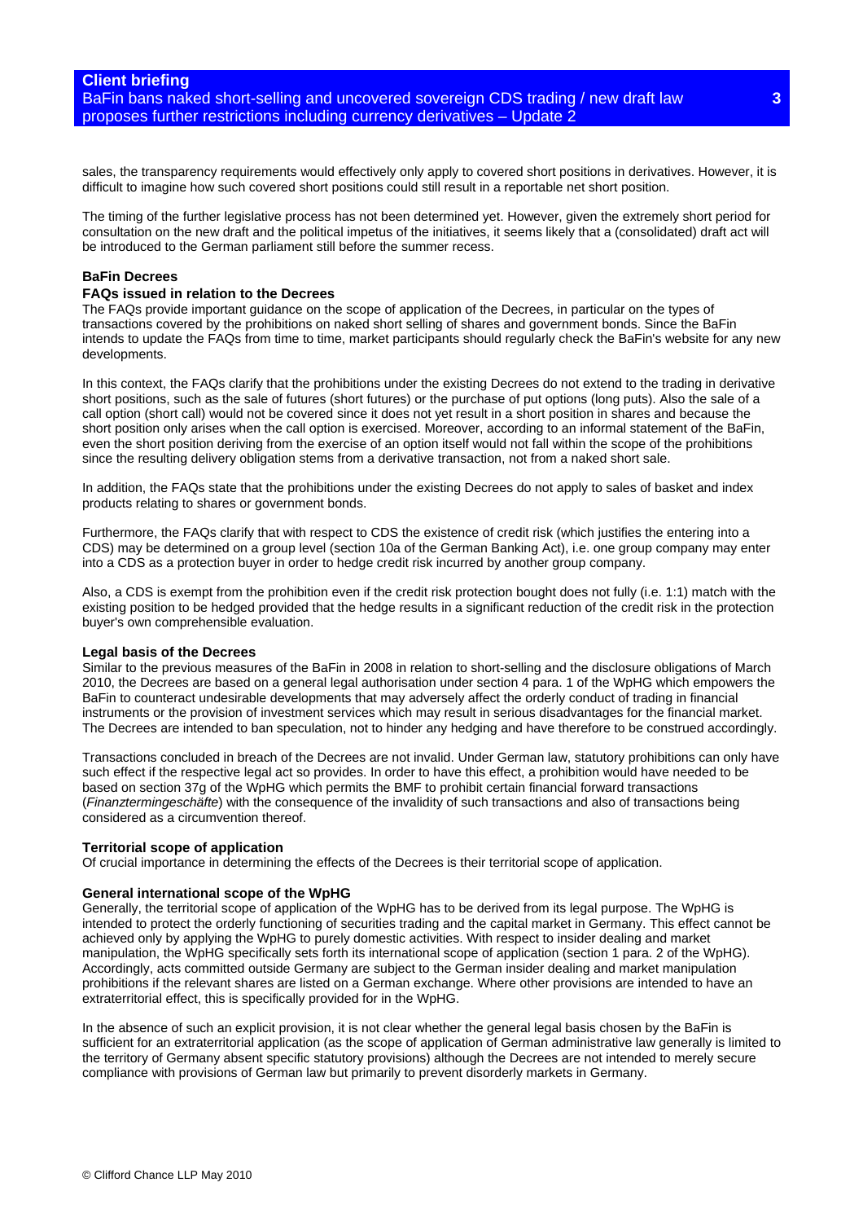sales, the transparency requirements would effectively only apply to covered short positions in derivatives. However, it is difficult to imagine how such covered short positions could still result in a reportable net short position.

The timing of the further legislative process has not been determined yet. However, given the extremely short period for consultation on the new draft and the political impetus of the initiatives, it seems likely that a (consolidated) draft act will be introduced to the German parliament still before the summer recess.

## BaFin Decrees

### FAQs issued in relation to the Decrees

The FAQs provide important guidance on the scope of application of the Decrees, in particular on the types of transactions covered by the prohibitions on naked short selling of shares and government bonds. Since the BaFin intends to update the FAQs from time to time, market participants should regularly check the BaFin's website for any new developments.

In this context, the FAQs clarify that the prohibitions under the existing Decrees do not extend to the trading in derivative short positions, such as the sale of futures (short futures) or the purchase of put options (long puts). Also the sale of a call option (short call) would not be covered since it does not yet result in a short position in shares and because the short position only arises when the call option is exercised. Moreover, according to an informal statement of the BaFin, even the short position deriving from the exercise of an option itself would not fall within the scope of the prohibitions since the resulting delivery obligation stems from a derivative transaction, not from a naked short sale.

In addition, the FAQs state that the prohibitions under the existing Decrees do not apply to sales of basket and index products relating to shares or government bonds.

Furthermore, the FAQs clarify that with respect to CDS the existence of credit risk (which justifies the entering into a CDS) may be determined on a group level (section 10a of the German Banking Act), i.e. one group company may enter into a CDS as a protection buyer in order to hedge credit risk incurred by another group company.

Also, a CDS is exempt from the prohibition even if the credit risk protection bought does not fully (i.e. 1:1) match with the existing position to be hedged provided that the hedge results in a significant reduction of the credit risk in the protection buyer's own comprehensible evaluation.

### Legal basis of the Decrees

Similar to the previous measures of the BaFin in 2008 in relation to short-selling and the disclosure obligations of March 2010, the Decrees are based on a general legal authorisation under section 4 para. 1 of the WpHG which empowers the BaFin to counteract undesirable developments that may adversely affect the orderly conduct of trading in financial instruments or the provision of investment services which may result in serious disadvantages for the financial market. The Decrees are intended to ban speculation, not to hinder any hedging and have therefore to be construed accordingly.

Transactions concluded in breach of the Decrees are not invalid. Under German law, statutory prohibitions can only have such effect if the respective legal act so provides. In order to have this effect, a prohibition would have needed to be based on section 37g of the WpHG which permits the BMF to prohibit certain financial forward transactions (*Finanztermingeschäfte*) with the consequence of the invalidity of such transactions and also of transactions being considered as a circumvention thereof.

### Territorial scope of application

Of crucial importance in determining the effects of the Decrees is their territorial scope of application.

### General international scope of the WpHG

Generally, the territorial scope of application of the WpHG has to be derived from its legal purpose. The WpHG is intended to protect the orderly functioning of securities trading and the capital market in Germany. This effect cannot be achieved only by applying the WpHG to purely domestic activities. With respect to insider dealing and market manipulation, the WpHG specifically sets forth its international scope of application (section 1 para. 2 of the WpHG). Accordingly, acts committed outside Germany are subject to the German insider dealing and market manipulation prohibitions if the relevant shares are listed on a German exchange. Where other provisions are intended to have an extraterritorial effect, this is specifically provided for in the WpHG.

In the absence of such an explicit provision, it is not clear whether the general legal basis chosen by the BaFin is sufficient for an extraterritorial application (as the scope of application of German administrative law generally is limited to the territory of Germany absent specific statutory provisions) although the Decrees are not intended to merely secure compliance with provisions of German law but primarily to prevent disorderly markets in Germany.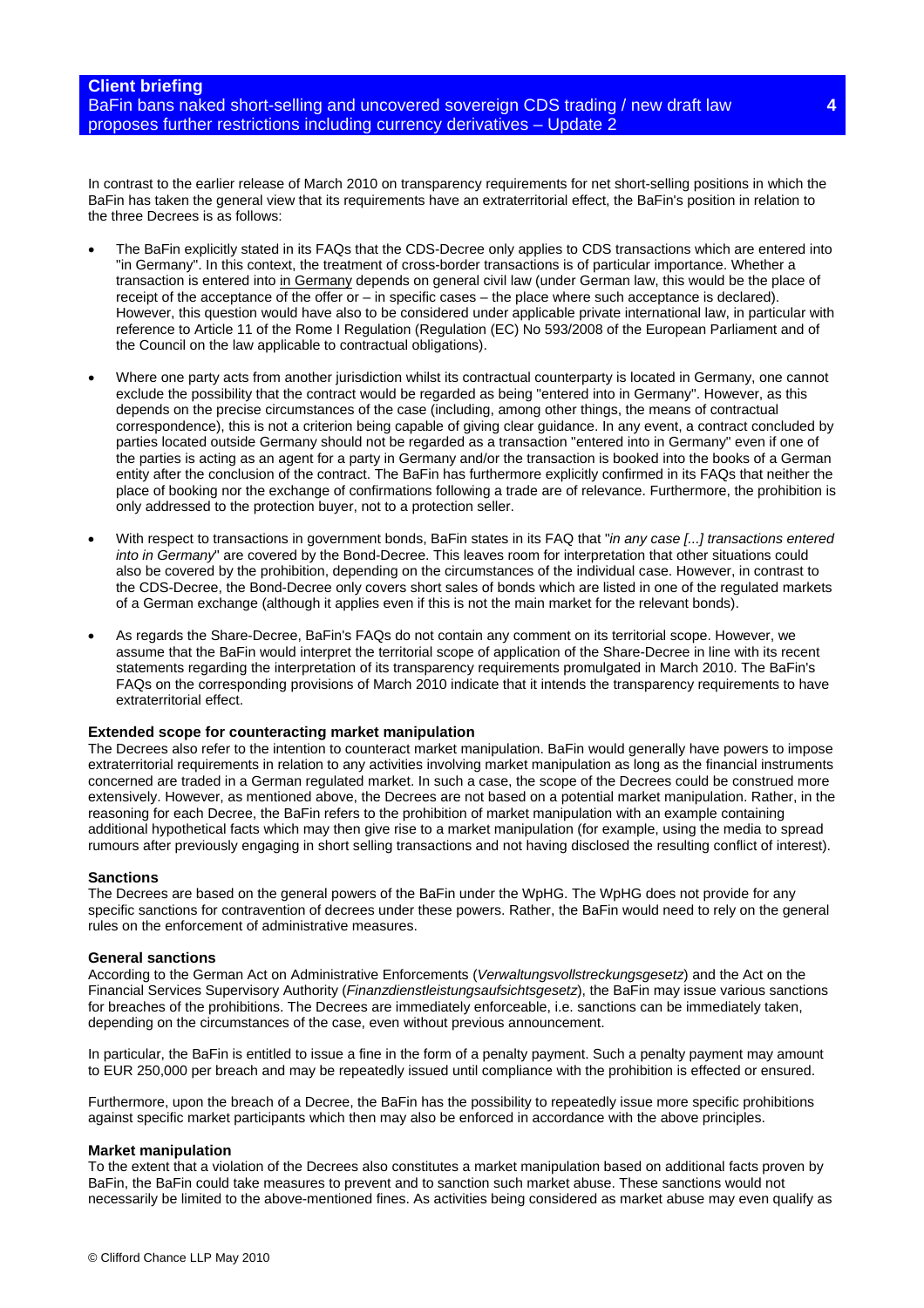In contrast to the earlier release of March 2010 on transparency requirements for net short-selling positions in which the BaFin has taken the general view that its requirements have an extraterritorial effect, the BaFin's position in relation to the three Decrees is as follows:

- The BaFin explicitly stated in its FAQs that the CDS-Decree only applies to CDS transactions which are entered into "in Germany". In this context, the treatment of cross-border transactions is of particular importance. Whether a transaction is entered into in Germany depends on general civil law (under German law, this would be the place of receipt of the acceptance of the offer or – in specific cases – the place where such acceptance is declared). However, this question would have also to be considered under applicable private international law, in particular with reference to Article 11 of the Rome I Regulation (Regulation (EC) No 593/2008 of the European Parliament and of the Council on the law applicable to contractual obligations).

- Where one party acts from another jurisdiction whilst its contractual counterparty is located in Germany, one cannot exclude the possibility that the contract would be regarded as being "entered into in Germany". However, as this depends on the precise circumstances of the case (including, among other things, the means of contractual correspondence), this is not a criterion being capable of giving clear guidance. In any event, a contract concluded by parties located outside Germany should not be regarded as a transaction "entered into in Germany" even if one of the parties is acting as an agent for a party in Germany and/or the transaction is booked into the books of a German entity after the conclusion of the contract. The BaFin has furthermore explicitly confirmed in its FAQs that neither the place of booking nor the exchange of confirmations following a trade are of relevance. Furthermore, the prohibition is only addressed to the protection buyer, not to a protection seller.

- With respect to transactions in government bonds, BaFin states in its FAQ that "*in any case [...] transactions entered into in Germany*" are covered by the Bond-Decree. This leaves room for interpretation that other situations could also be covered by the prohibition, depending on the circumstances of the individual case. However, in contrast to the CDS-Decree, the Bond-Decree only covers short sales of bonds which are listed in one of the regulated markets of a German exchange (although it applies even if this is not the main market for the relevant bonds).

- As regards the Share-Decree, BaFin's FAQs do not contain any comment on its territorial scope. However, we assume that the BaFin would interpret the territorial scope of application of the Share-Decree in line with its recent statements regarding the interpretation of its transparency requirements promulgated in March 2010. The BaFin's FAQs on the corresponding provisions of March 2010 indicate that it intends the transparency requirements to have extraterritorial effect.

### Extended scope for counteracting market manipulation

The Decrees also refer to the intention to counteract market manipulation. BaFin would generally have powers to impose extraterritorial requirements in relation to any activities involving market manipulation as long as the financial instruments concerned are traded in a German regulated market. In such a case, the scope of the Decrees could be construed more extensively. However, as mentioned above, the Decrees are not based on a potential market manipulation. Rather, in the reasoning for each Decree, the BaFin refers to the prohibition of market manipulation with an example containing additional hypothetical facts which may then give rise to a market manipulation (for example, using the media to spread rumours after previously engaging in short selling transactions and not having disclosed the resulting conflict of interest).

### Sanctions

The Decrees are based on the general powers of the BaFin under the WpHG. The WpHG does not provide for any specific sanctions for contravention of decrees under these powers. Rather, the BaFin would need to rely on the general rules on the enforcement of administrative measures.

### General sanctions

According to the German Act on Administrative Enforcements (*Verwaltungsvollstreckungsgesetz*) and the Act on the Financial Services Supervisory Authority (*Finanzdienstleistungsaufsichtsgesetz*), the BaFin may issue various sanctions for breaches of the prohibitions. The Decrees are immediately enforceable, i.e. sanctions can be immediately taken, depending on the circumstances of the case, even without previous announcement.

In particular, the BaFin is entitled to issue a fine in the form of a penalty payment. Such a penalty payment may amount to EUR 250,000 per breach and may be repeatedly issued until compliance with the prohibition is effected or ensured.

Furthermore, upon the breach of a Decree, the BaFin has the possibility to repeatedly issue more specific prohibitions against specific market participants which then may also be enforced in accordance with the above principles.

### Market manipulation

To the extent that a violation of the Decrees also constitutes a market manipulation based on additional facts proven by BaFin, the BaFin could take measures to prevent and to sanction such market abuse. These sanctions would not necessarily be limited to the above-mentioned fines. As activities being considered as market abuse may even qualify as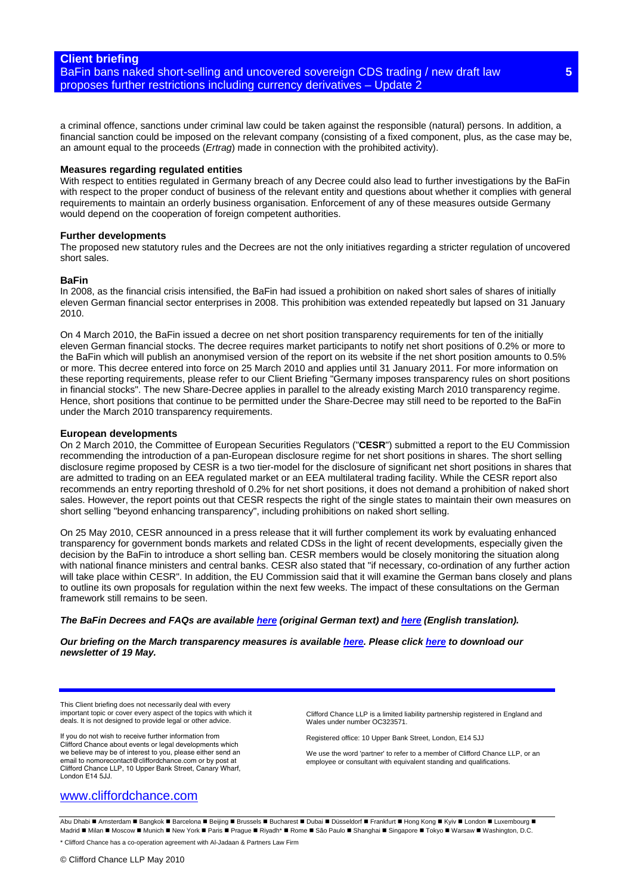a criminal offence, sanctions under criminal law could be taken against the responsible (natural) persons. In addition, a financial sanction could be imposed on the relevant company (consisting of a fixed component, plus, as the case may be, an amount equal to the proceeds (*Ertrag*) made in connection with the prohibited activity).

**Measures regarding regulated entities**

With respect to entities regulated in Germany breach of any Decree could also lead to further investigations by the BaFin with respect to the proper conduct of business of the relevant entity and questions about whether it complies with general requirements to maintain an orderly business organisation. Enforcement of any of these measures outside Germany would depend on the cooperation of foreign competent authorities.

**Further developments**

The proposed new statutory rules and the Decrees are not the only initiatives regarding a stricter regulation of uncovered short sales.

**BaFin**

In 2008, as the financial crisis intensified, the BaFin had issued a prohibition on naked short sales of shares of initially eleven German financial sector enterprises in 2008. This prohibition was extended repeatedly but lapsed on 31 January 2010.

On 4 March 2010, the BaFin issued a decree on net short position transparency requirements for ten of the initially eleven German financial stocks. The decree requires market participants to notify net short positions of 0.2% or more to the BaFin which will publish an anonymised version of the report on its website if the net short position amounts to 0.5% or more. This decree entered into force on 25 March 2010 and applies until 31 January 2011. For more information on these reporting requirements, please refer to our Client Briefing "Germany imposes transparency rules on short positions in financial stocks". The new Share-Decree applies in parallel to the already existing March 2010 transparency regime. Hence, short positions that continue to be permitted under the Share-Decree may still need to be reported to the BaFin under the March 2010 transparency requirements.

**European developments**

On 2 March 2010, the Committee of European Securities Regulators ("**CESR**") submitted a report to the EU Commission recommending the introduction of a pan-European disclosure regime for net short positions in shares. The short selling disclosure regime proposed by CESR is a two tier-model for the disclosure of significant net short positions in shares that are admitted to trading on an EEA regulated market or an EEA multilateral trading facility. While the CESR report also recommends an entry reporting threshold of 0.2% for net short positions, it does not demand a prohibition of naked short sales. However, the report points out that CESR respects the right of the single states to maintain their own measures on short selling "beyond enhancing transparency", including prohibitions on naked short selling.

On 25 May 2010, CESR announced in a press release that it will further complement its work by evaluating enhanced transparency for government bonds markets and related CDSs in the light of recent developments, especially given the decision by the BaFin to introduce a short selling ban. CESR members would be closely monitoring the situation along with national finance ministers and central banks. CESR also stated that "if necessary, co-ordination of any further action will take place within CESR". In addition, the EU Commission said that it will examine the German bans closely and plans to outline its own proposals for regulation within the next few weeks. The impact of these consultations on the German framework still remains to be seen.

***The BaFin Decrees and FAQs are available here (original German text) and here (English translation).***

***Our briefing on the March transparency measures is available here. Please click here to download our newsletter of 19 May.***

This Client briefing does not necessarily deal with every important topic or cover every aspect of the topics with which it deals. It is not designed to provide legal or other advice.

If you do not wish to receive further information from Clifford Chance about events or legal developments which we believe may be of interest to you, please either send an email to nomorecontact@cliffordchance.com or by post at Clifford Chance LLP, 10 Upper Bank Street, Canary Wharf, London E14 5JJ.

Clifford Chance LLP is a limited liability partnership registered in England and Wales under number OC323571.

Registered office: 10 Upper Bank Street, London, E14 5JJ

We use the word 'partner' to refer to a member of Clifford Chance LLP, or an employee or consultant with equivalent standing and qualifications.

www.cliffordchance.com

Abu Dhabi ■ Amsterdam ■ Bangkok ■ Barcelona ■ Beijing ■ Brussels ■ Bucharest ■ Dubai ■ Düsseldorf ■ Frankfurt ■ Hong Kong ■ Kyiv ■ London ■ Luxembourg ■ Madrid ■ Milan ■ Moscow ■ Munich ■ New York ■ Paris ■ Prague ■ Riyadh* ■ Rome ■ São Paulo ■ Shanghai ■ Singapore ■ Tokyo ■ Warsaw ■ Washington, D.C.

* Clifford Chance has a co-operation agreement with Al-Jadaan & Partners Law Firm

© Clifford Chance LLP May 2010